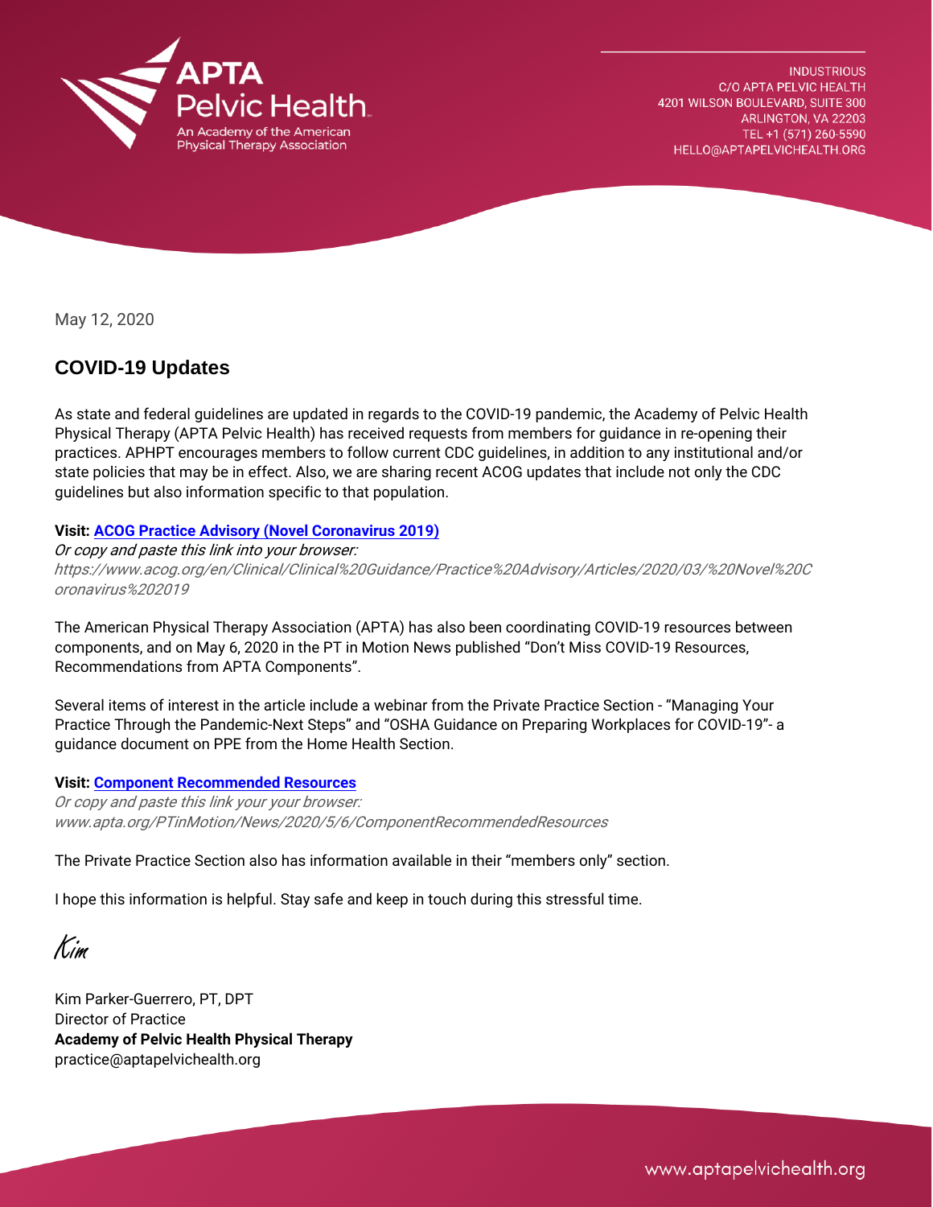APTA Pelvic Health
An Academy of the American Physical Therapy Association

INDUSTRIOUS
C/O APTA PELVIC HEALTH
4201 WILSON BOULEVARD, SUITE 300
ARLINGTON, VA 22203
TEL +1 (571) 260-5590
HELLO@APTAPELVICHEALTH.ORG

May 12, 2020

## COVID-19 Updates

As state and federal guidelines are updated in regards to the COVID-19 pandemic, the Academy of Pelvic Health Physical Therapy (APTA Pelvic Health) has received requests from members for guidance in re-opening their practices. APHPT encourages members to follow current CDC guidelines, in addition to any institutional and/or state policies that may be in effect. Also, we are sharing recent ACOG updates that include not only the CDC guidelines but also information specific to that population.

**Visit: ACOG Practice Advisory (Novel Coronavirus 2019)**
*Or copy and paste this link into your browser:*
*https://www.acog.org/en/Clinical/Clinical%20Guidance/Practice%20Advisory/Articles/2020/03/%20Novel%20Coronavirus%202019*

The American Physical Therapy Association (APTA) has also been coordinating COVID-19 resources between components, and on May 6, 2020 in the PT in Motion News published "Don't Miss COVID-19 Resources, Recommendations from APTA Components".

Several items of interest in the article include a webinar from the Private Practice Section - "Managing Your Practice Through the Pandemic-Next Steps" and "OSHA Guidance on Preparing Workplaces for COVID-19"- a guidance document on PPE from the Home Health Section.

**Visit: Component Recommended Resources**
*Or copy and paste this link your your browser:*
*www.apta.org/PTinMotion/News/2020/5/6/ComponentRecommendedResources*

The Private Practice Section also has information available in their "members only" section.

I hope this information is helpful. Stay safe and keep in touch during this stressful time.

*Kim*

Kim Parker-Guerrero, PT, DPT
Director of Practice
**Academy of Pelvic Health Physical Therapy**
practice@aptapelvichealth.org

www.aptapelvichealth.org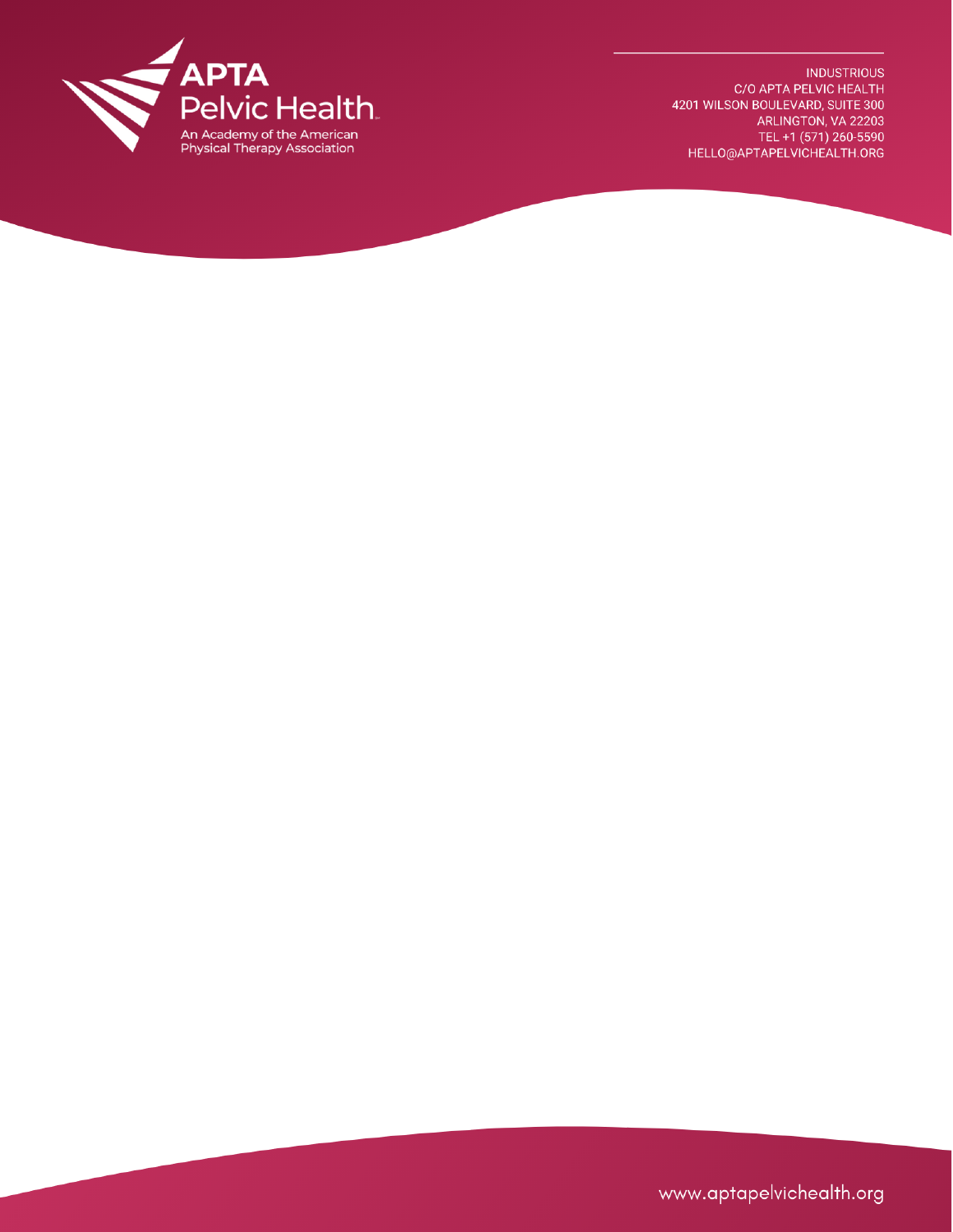APTA Pelvic Health

An Academy of the American Physical Therapy Association

INDUSTRIOUS
C/O APTA PELVIC HEALTH
4201 WILSON BOULEVARD, SUITE 300
ARLINGTON, VA 22203
TEL +1 (571) 260-5590
HELLO@APTAPELVICHEALTH.ORG

www.aptapelvichealth.org